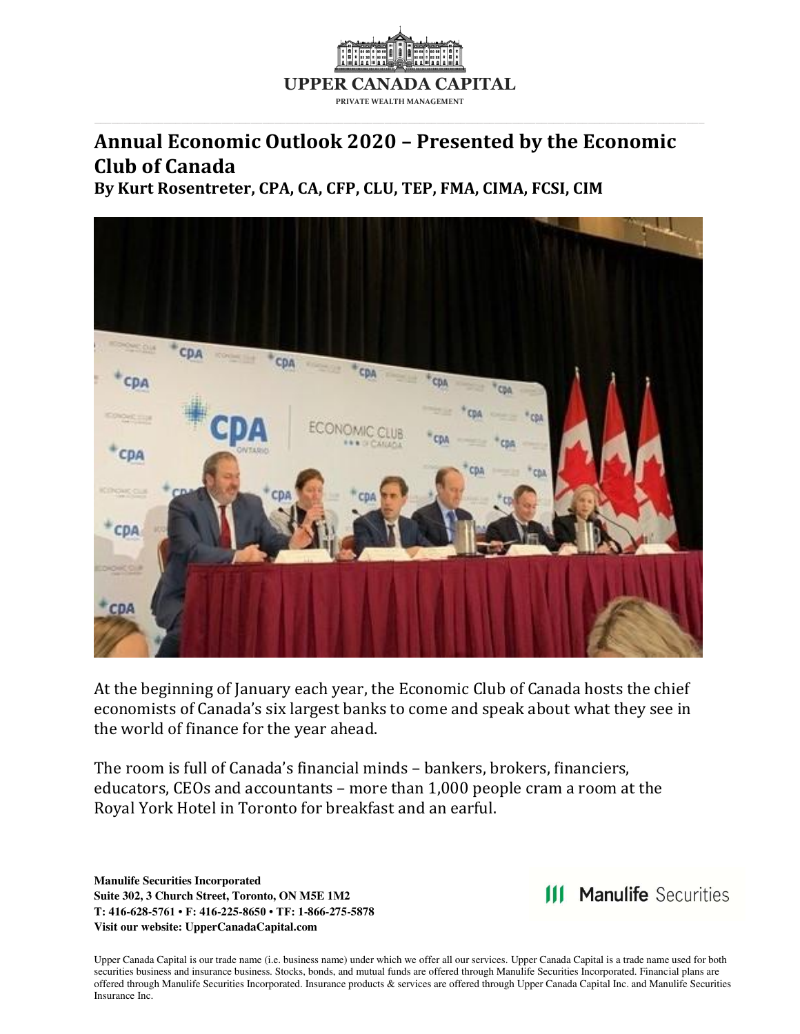# Annual Economic Outlook 2020 – Presented by the Economic Club of Canada

**By Kurt Rosentreter, CPA, CA, CFP, CLU, TEP, FMA, CIMA, FCSI, CIM**

At the beginning of January each year, the Economic Club of Canada hosts the chief economists of Canada's six largest banks to come and speak about what they see in the world of finance for the year ahead.

The room is full of Canada's financial minds – bankers, brokers, financiers, educators, CEOs and accountants – more than 1,000 people cram a room at the Royal York Hotel in Toronto for breakfast and an earful.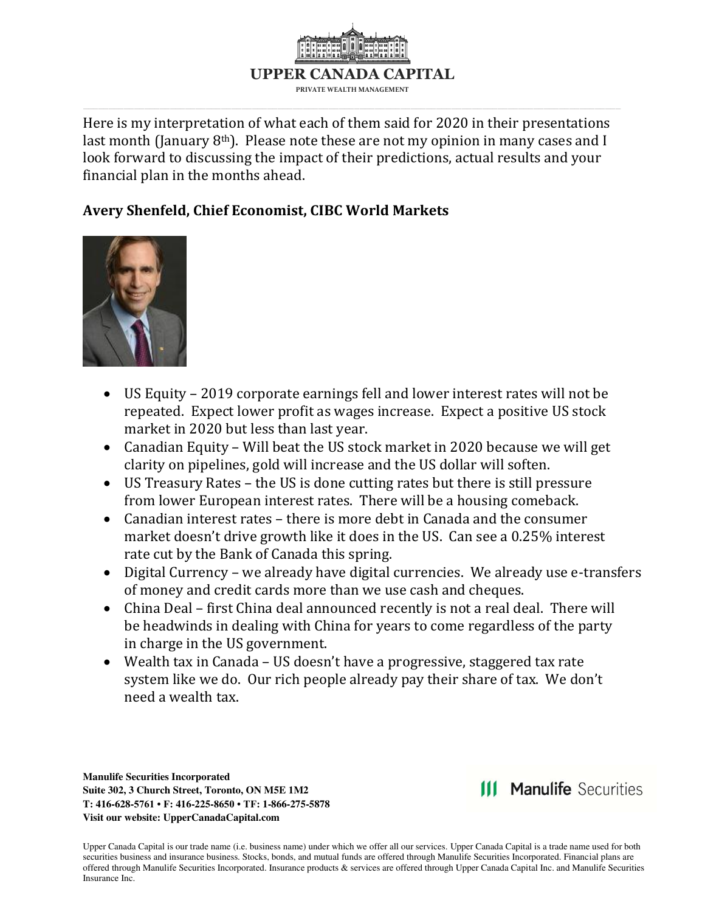Here is my interpretation of what each of them said for 2020 in their presentations last month (January 8th). Please note these are not my opinion in many cases and I look forward to discussing the impact of their predictions, actual results and your financial plan in the months ahead.

**Avery Shenfeld, Chief Economist, CIBC World Markets**

- US Equity – 2019 corporate earnings fell and lower interest rates will not be repeated. Expect lower profit as wages increase. Expect a positive US stock market in 2020 but less than last year.
- Canadian Equity – Will beat the US stock market in 2020 because we will get clarity on pipelines, gold will increase and the US dollar will soften.
- US Treasury Rates – the US is done cutting rates but there is still pressure from lower European interest rates. There will be a housing comeback.
- Canadian interest rates – there is more debt in Canada and the consumer market doesn't drive growth like it does in the US. Can see a 0.25% interest rate cut by the Bank of Canada this spring.
- Digital Currency – we already have digital currencies. We already use e-transfers of money and credit cards more than we use cash and cheques.
- China Deal – first China deal announced recently is not a real deal. There will be headwinds in dealing with China for years to come regardless of the party in charge in the US government.
- Wealth tax in Canada – US doesn't have a progressive, staggered tax rate system like we do. Our rich people already pay their share of tax. We don't need a wealth tax.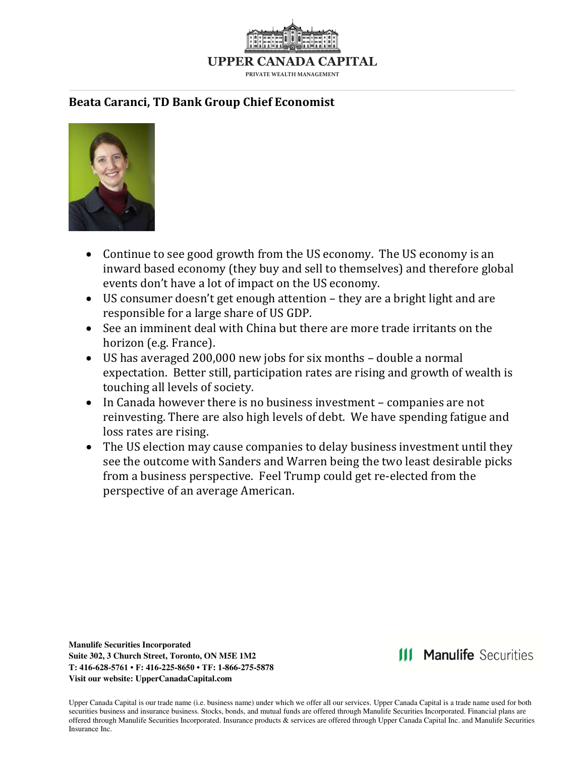## Beata Caranci, TD Bank Group Chief Economist

- Continue to see good growth from the US economy. The US economy is an inward based economy (they buy and sell to themselves) and therefore global events don't have a lot of impact on the US economy.
- US consumer doesn't get enough attention – they are a bright light and are responsible for a large share of US GDP.
- See an imminent deal with China but there are more trade irritants on the horizon (e.g. France).
- US has averaged 200,000 new jobs for six months – double a normal expectation. Better still, participation rates are rising and growth of wealth is touching all levels of society.
- In Canada however there is no business investment – companies are not reinvesting. There are also high levels of debt. We have spending fatigue and loss rates are rising.
- The US election may cause companies to delay business investment until they see the outcome with Sanders and Warren being the two least desirable picks from a business perspective. Feel Trump could get re-elected from the perspective of an average American.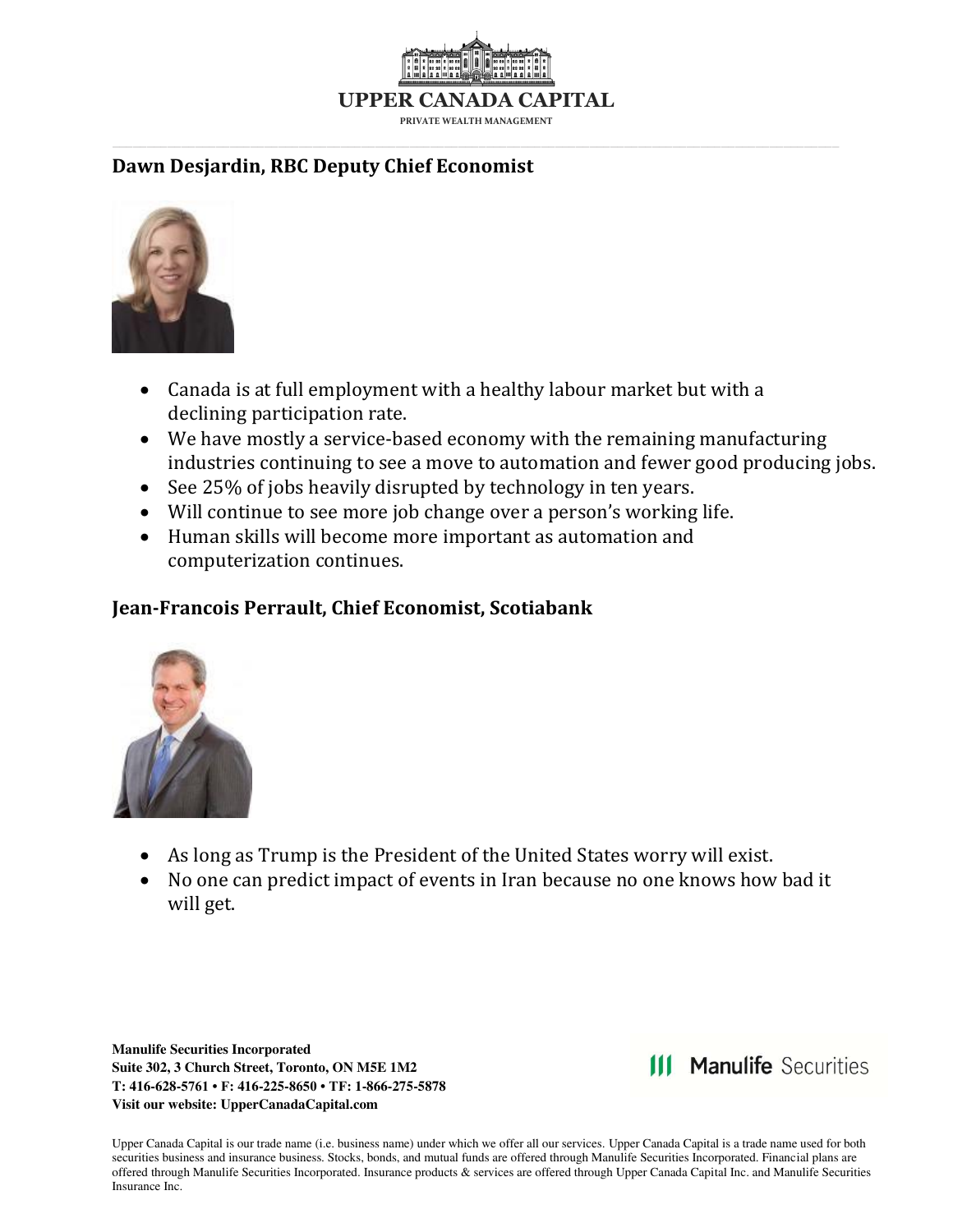## Dawn Desjardin, RBC Deputy Chief Economist

- Canada is at full employment with a healthy labour market but with a declining participation rate.
- We have mostly a service-based economy with the remaining manufacturing industries continuing to see a move to automation and fewer good producing jobs.
- See 25% of jobs heavily disrupted by technology in ten years.
- Will continue to see more job change over a person's working life.
- Human skills will become more important as automation and computerization continues.

## Jean-Francois Perrault, Chief Economist, Scotiabank

- As long as Trump is the President of the United States worry will exist.
- No one can predict impact of events in Iran because no one knows how bad it will get.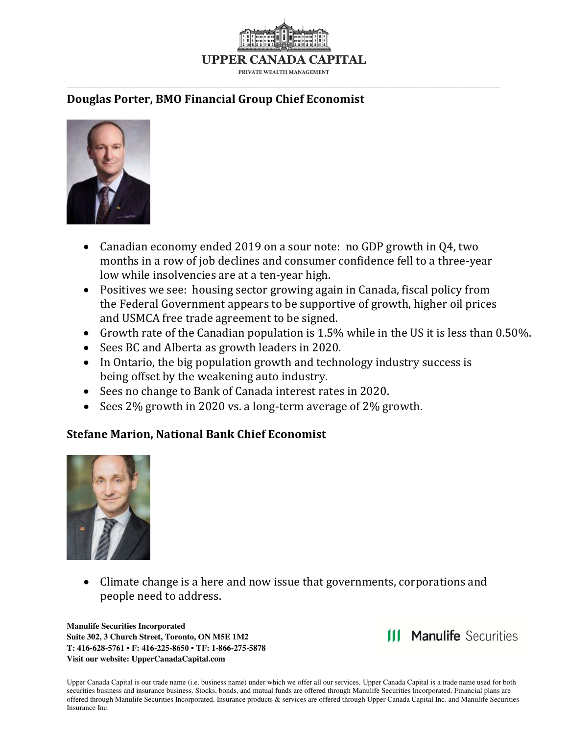## Douglas Porter, BMO Financial Group Chief Economist

- Canadian economy ended 2019 on a sour note: no GDP growth in Q4, two months in a row of job declines and consumer confidence fell to a three-year low while insolvencies are at a ten-year high.
- Positives we see: housing sector growing again in Canada, fiscal policy from the Federal Government appears to be supportive of growth, higher oil prices and USMCA free trade agreement to be signed.
- Growth rate of the Canadian population is 1.5% while in the US it is less than 0.50%.
- Sees BC and Alberta as growth leaders in 2020.
- In Ontario, the big population growth and technology industry success is being offset by the weakening auto industry.
- Sees no change to Bank of Canada interest rates in 2020.
- Sees 2% growth in 2020 vs. a long-term average of 2% growth.

## Stefane Marion, National Bank Chief Economist

- Climate change is a here and now issue that governments, corporations and people need to address.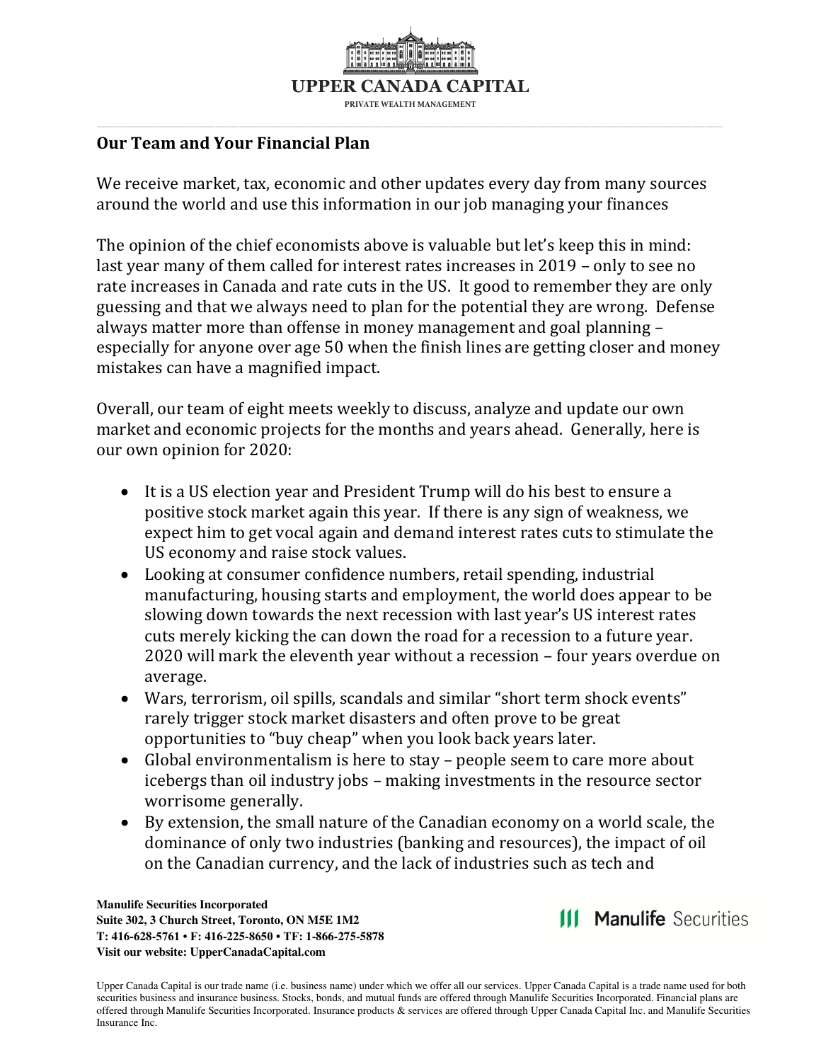## Our Team and Your Financial Plan

We receive market, tax, economic and other updates every day from many sources around the world and use this information in our job managing your finances

The opinion of the chief economists above is valuable but let's keep this in mind: last year many of them called for interest rates increases in 2019 – only to see no rate increases in Canada and rate cuts in the US. It good to remember they are only guessing and that we always need to plan for the potential they are wrong. Defense always matter more than offense in money management and goal planning – especially for anyone over age 50 when the finish lines are getting closer and money mistakes can have a magnified impact.

Overall, our team of eight meets weekly to discuss, analyze and update our own market and economic projects for the months and years ahead. Generally, here is our own opinion for 2020:

- It is a US election year and President Trump will do his best to ensure a positive stock market again this year. If there is any sign of weakness, we expect him to get vocal again and demand interest rates cuts to stimulate the US economy and raise stock values.
- Looking at consumer confidence numbers, retail spending, industrial manufacturing, housing starts and employment, the world does appear to be slowing down towards the next recession with last year's US interest rates cuts merely kicking the can down the road for a recession to a future year. 2020 will mark the eleventh year without a recession – four years overdue on average.
- Wars, terrorism, oil spills, scandals and similar "short term shock events" rarely trigger stock market disasters and often prove to be great opportunities to "buy cheap" when you look back years later.
- Global environmentalism is here to stay – people seem to care more about icebergs than oil industry jobs – making investments in the resource sector worrisome generally.
- By extension, the small nature of the Canadian economy on a world scale, the dominance of only two industries (banking and resources), the impact of oil on the Canadian currency, and the lack of industries such as tech and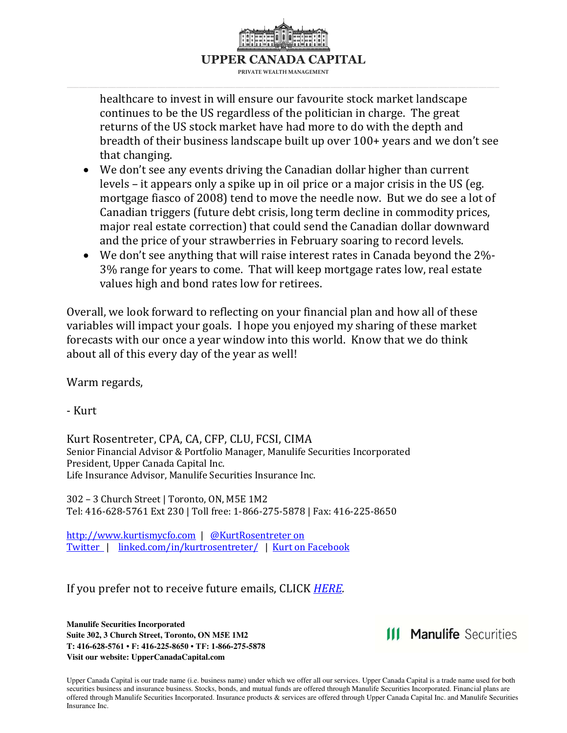healthcare to invest in will ensure our favourite stock market landscape continues to be the US regardless of the politician in charge. The great returns of the US stock market have had more to do with the depth and breadth of their business landscape built up over 100+ years and we don't see that changing.

- We don't see any events driving the Canadian dollar higher than current levels – it appears only a spike up in oil price or a major crisis in the US (eg. mortgage fiasco of 2008) tend to move the needle now. But we do see a lot of Canadian triggers (future debt crisis, long term decline in commodity prices, major real estate correction) that could send the Canadian dollar downward and the price of your strawberries in February soaring to record levels.
- We don't see anything that will raise interest rates in Canada beyond the 2%-3% range for years to come. That will keep mortgage rates low, real estate values high and bond rates low for retirees.

Overall, we look forward to reflecting on your financial plan and how all of these variables will impact your goals. I hope you enjoyed my sharing of these market forecasts with our once a year window into this world. Know that we do think about all of this every day of the year as well!

Warm regards,

- Kurt

Kurt Rosentreter, CPA, CA, CFP, CLU, FCSI, CIMA
Senior Financial Advisor & Portfolio Manager, Manulife Securities Incorporated
President, Upper Canada Capital Inc.
Life Insurance Advisor, Manulife Securities Insurance Inc.

302 – 3 Church Street | Toronto, ON, M5E 1M2
Tel: 416-628-5761 Ext 230 | Toll free: 1-866-275-5878 | Fax: 416-225-8650

[http://www.kurtismycfo.com](http://www.kurtismycfo.com) | [@KurtRosentreter on Twitter](#) | [linked.com/in/kurtrosentreter/](#) | [Kurt on Facebook](#)

If you prefer not to receive future emails, CLICK *[HERE](#)*.

**Manulife Securities Incorporated**
**Suite 302, 3 Church Street, Toronto, ON M5E 1M2**
**T: 416-628-5761 • F: 416-225-8650 • TF: 1-866-275-5878**
**Visit our website: UpperCanadaCapital.com**

Manulife Securities

Upper Canada Capital is our trade name (i.e. business name) under which we offer all our services. Upper Canada Capital is a trade name used for both securities business and insurance business. Stocks, bonds, and mutual funds are offered through Manulife Securities Incorporated. Financial plans are offered through Manulife Securities Incorporated. Insurance products & services are offered through Upper Canada Capital Inc. and Manulife Securities Insurance Inc.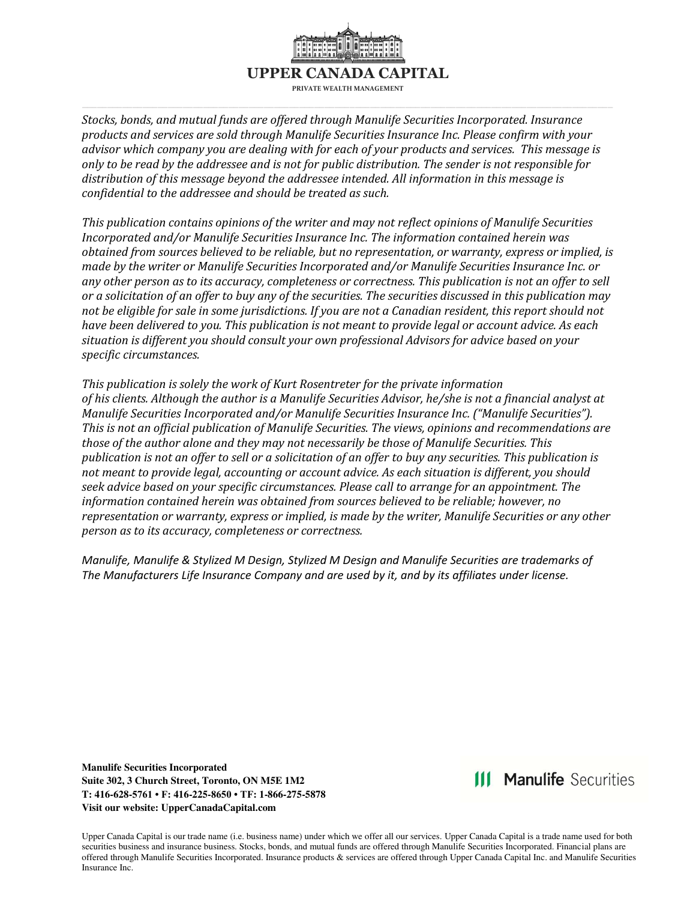# UPPER CANADA CAPITAL

PRIVATE WEALTH MANAGEMENT

*Stocks, bonds, and mutual funds are offered through Manulife Securities Incorporated. Insurance products and services are sold through Manulife Securities Insurance Inc. Please confirm with your advisor which company you are dealing with for each of your products and services. This message is only to be read by the addressee and is not for public distribution. The sender is not responsible for distribution of this message beyond the addressee intended. All information in this message is confidential to the addressee and should be treated as such.*

*This publication contains opinions of the writer and may not reflect opinions of Manulife Securities Incorporated and/or Manulife Securities Insurance Inc. The information contained herein was obtained from sources believed to be reliable, but no representation, or warranty, express or implied, is made by the writer or Manulife Securities Incorporated and/or Manulife Securities Insurance Inc. or any other person as to its accuracy, completeness or correctness. This publication is not an offer to sell or a solicitation of an offer to buy any of the securities. The securities discussed in this publication may not be eligible for sale in some jurisdictions. If you are not a Canadian resident, this report should not have been delivered to you. This publication is not meant to provide legal or account advice. As each situation is different you should consult your own professional Advisors for advice based on your specific circumstances.*

*This publication is solely the work of Kurt Rosentreter for the private information of his clients. Although the author is a Manulife Securities Advisor, he/she is not a financial analyst at Manulife Securities Incorporated and/or Manulife Securities Insurance Inc. ("Manulife Securities"). This is not an official publication of Manulife Securities. The views, opinions and recommendations are those of the author alone and they may not necessarily be those of Manulife Securities. This publication is not an offer to sell or a solicitation of an offer to buy any securities. This publication is not meant to provide legal, accounting or account advice. As each situation is different, you should seek advice based on your specific circumstances. Please call to arrange for an appointment. The information contained herein was obtained from sources believed to be reliable; however, no representation or warranty, express or implied, is made by the writer, Manulife Securities or any other person as to its accuracy, completeness or correctness.*

*Manulife, Manulife & Stylized M Design, Stylized M Design and Manulife Securities are trademarks of The Manufacturers Life Insurance Company and are used by it, and by its affiliates under license.*

**Manulife Securities Incorporated**
**Suite 302, 3 Church Street, Toronto, ON M5E 1M2**
**T: 416-628-5761 • F: 416-225-8650 • TF: 1-866-275-5878**
**Visit our website: UpperCanadaCapital.com**

Manulife Securities

Upper Canada Capital is our trade name (i.e. business name) under which we offer all our services. Upper Canada Capital is a trade name used for both securities business and insurance business. Stocks, bonds, and mutual funds are offered through Manulife Securities Incorporated. Financial plans are offered through Manulife Securities Incorporated. Insurance products & services are offered through Upper Canada Capital Inc. and Manulife Securities Insurance Inc.